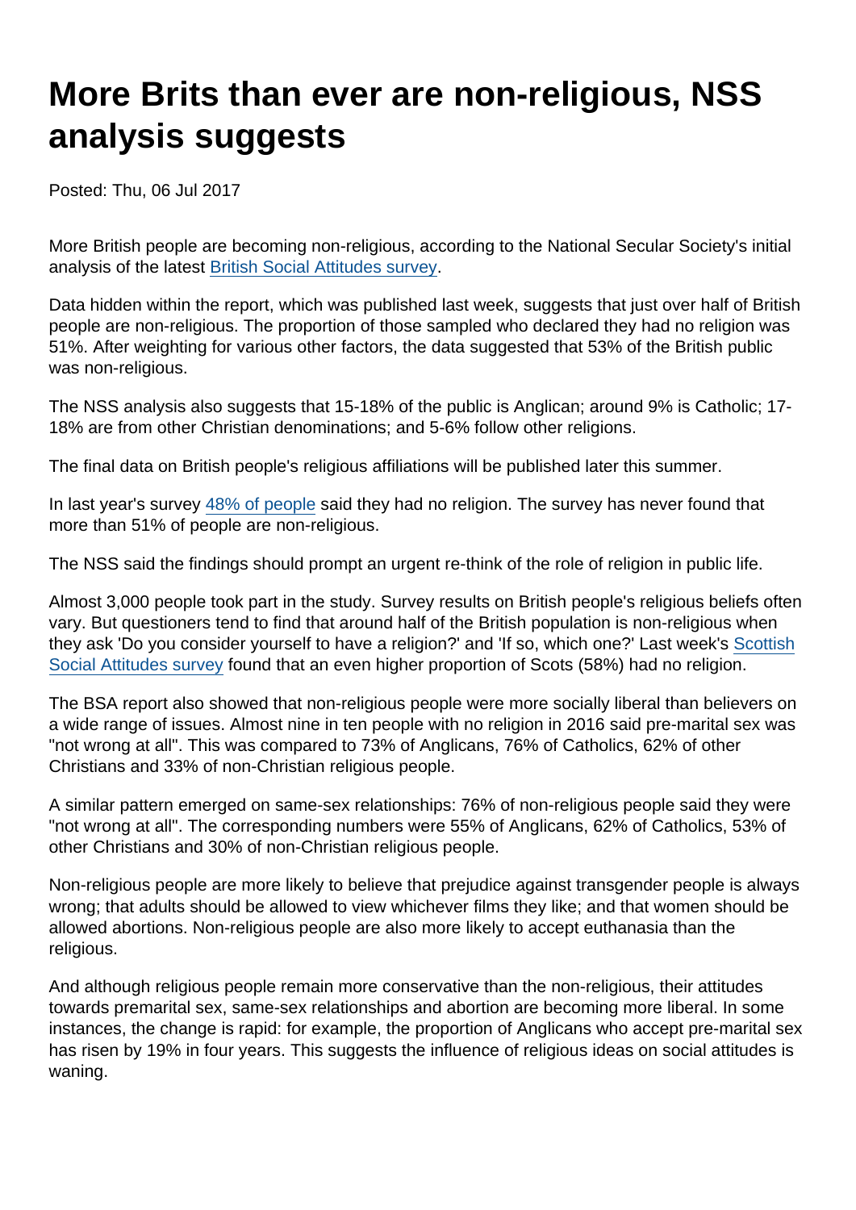# More Brits than ever are non-religious, NSS analysis suggests

Posted: Thu, 06 Jul 2017

More British people are becoming non-religious, according to the National Secular Society's initial analysis of the latest British Social Attitudes survey.

Data hidden within the report, which was published last week, suggests that just over half of British people are non-religious. The proportion of those sampled who declared they had no religion was 51%. After weighting for various other factors, the data suggested that 53% of the British public was non-religious.

The NSS analysis also suggests that 15-18% of the public is Anglican; around 9% is Catholic; 17-18% are from other Christian denominations; and 5-6% follow other religions.

The final data on British people's religious affiliations will be published later this summer.

In last year's survey 48% of people said they had no religion. The survey has never found that more than 51% of people are non-religious.

The NSS said the findings should prompt an urgent re-think of the role of religion in public life.

Almost 3,000 people took part in the study. Survey results on British people's religious beliefs often vary. But questioners tend to find that around half of the British population is non-religious when they ask 'Do you consider yourself to have a religion?' and 'If so, which one?' Last week's Scottish Social Attitudes survey found that an even higher proportion of Scots (58%) had no religion.

The BSA report also showed that non-religious people were more socially liberal than believers on a wide range of issues. Almost nine in ten people with no religion in 2016 said pre-marital sex was "not wrong at all". This was compared to 73% of Anglicans, 76% of Catholics, 62% of other Christians and 33% of non-Christian religious people.

A similar pattern emerged on same-sex relationships: 76% of non-religious people said they were "not wrong at all". The corresponding numbers were 55% of Anglicans, 62% of Catholics, 53% of other Christians and 30% of non-Christian religious people.

Non-religious people are more likely to believe that prejudice against transgender people is always wrong; that adults should be allowed to view whichever films they like; and that women should be allowed abortions. Non-religious people are also more likely to accept euthanasia than the religious.

And although religious people remain more conservative than the non-religious, their attitudes towards premarital sex, same-sex relationships and abortion are becoming more liberal. In some instances, the change is rapid: for example, the proportion of Anglicans who accept pre-marital sex has risen by 19% in four years. This suggests the influence of religious ideas on social attitudes is waning.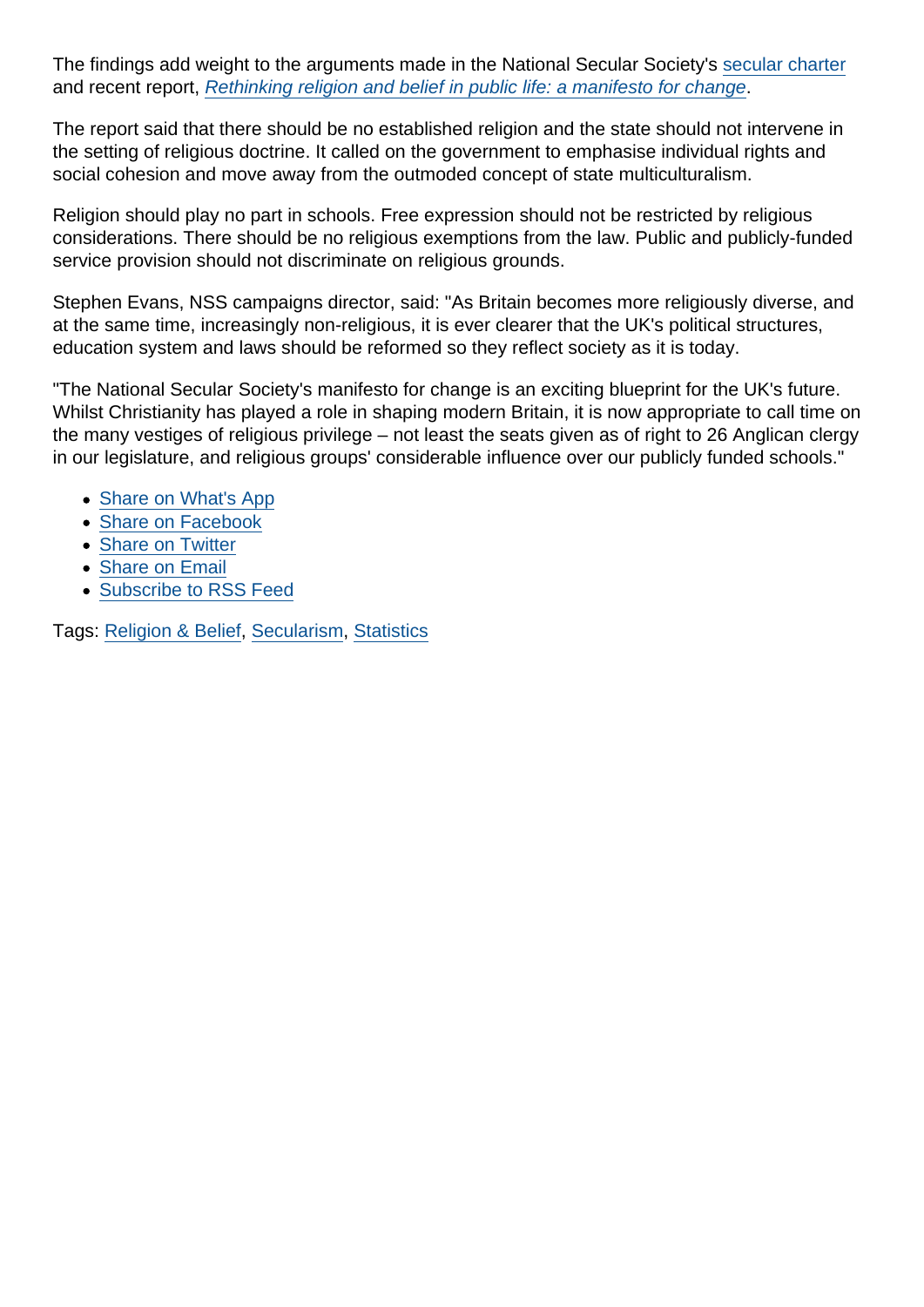The findings add weight to the arguments made in the National Secular Society's secular charter and recent report, *Rethinking religion and belief in public life: a manifesto for change*.

The report said that there should be no established religion and the state should not intervene in the setting of religious doctrine. It called on the government to emphasise individual rights and social cohesion and move away from the outmoded concept of state multiculturalism.

Religion should play no part in schools. Free expression should not be restricted by religious considerations. There should be no religious exemptions from the law. Public and publicly-funded service provision should not discriminate on religious grounds.

Stephen Evans, NSS campaigns director, said: "As Britain becomes more religiously diverse, and at the same time, increasingly non-religious, it is ever clearer that the UK's political structures, education system and laws should be reformed so they reflect society as it is today.

"The National Secular Society's manifesto for change is an exciting blueprint for the UK's future. Whilst Christianity has played a role in shaping modern Britain, it is now appropriate to call time on the many vestiges of religious privilege – not least the seats given as of right to 26 Anglican clergy in our legislature, and religious groups' considerable influence over our publicly funded schools."

- Share on What's App
- Share on Facebook
- Share on Twitter
- Share on Email
- Subscribe to RSS Feed

Tags: Religion & Belief, Secularism, Statistics